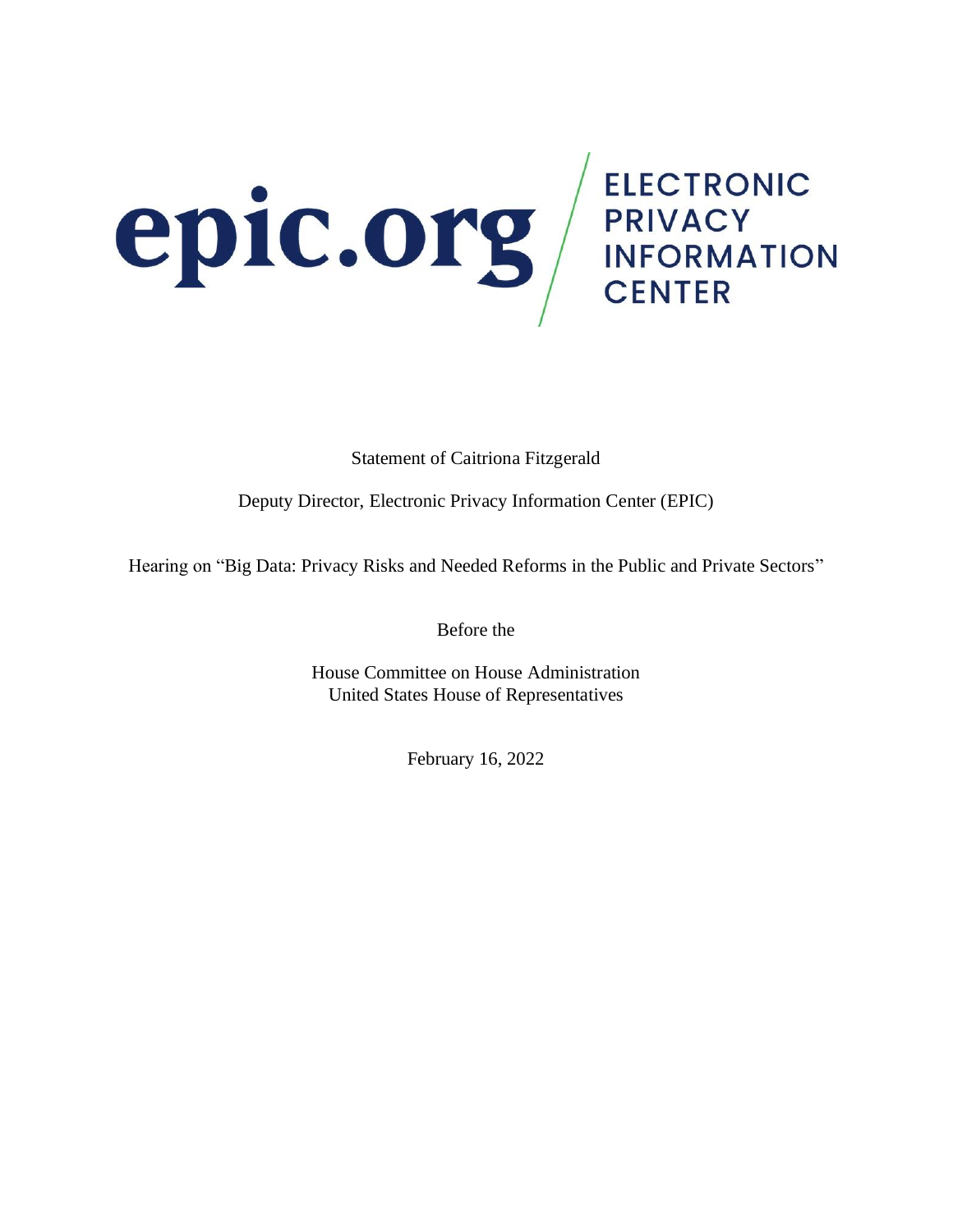epic.org ELECTRONIC PRIVACY INFORMATION CENTER

Statement of Caitriona Fitzgerald

Deputy Director, Electronic Privacy Information Center (EPIC)

Hearing on "Big Data: Privacy Risks and Needed Reforms in the Public and Private Sectors"

Before the

House Committee on House Administration
United States House of Representatives

February 16, 2022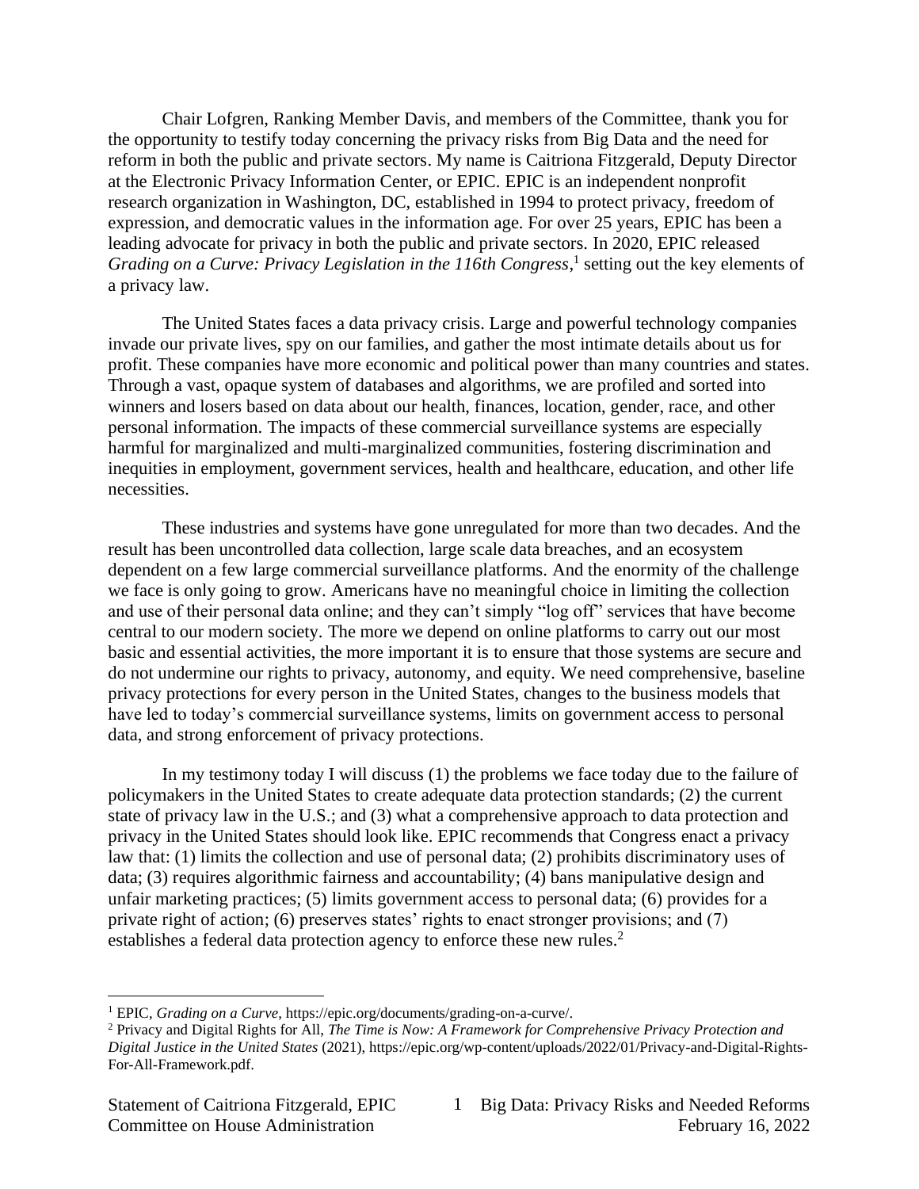Chair Lofgren, Ranking Member Davis, and members of the Committee, thank you for the opportunity to testify today concerning the privacy risks from Big Data and the need for reform in both the public and private sectors. My name is Caitriona Fitzgerald, Deputy Director at the Electronic Privacy Information Center, or EPIC. EPIC is an independent nonprofit research organization in Washington, DC, established in 1994 to protect privacy, freedom of expression, and democratic values in the information age. For over 25 years, EPIC has been a leading advocate for privacy in both the public and private sectors. In 2020, EPIC released *Grading on a Curve: Privacy Legislation in the 116th Congress*,[1] setting out the key elements of a privacy law.

The United States faces a data privacy crisis. Large and powerful technology companies invade our private lives, spy on our families, and gather the most intimate details about us for profit. These companies have more economic and political power than many countries and states. Through a vast, opaque system of databases and algorithms, we are profiled and sorted into winners and losers based on data about our health, finances, location, gender, race, and other personal information. The impacts of these commercial surveillance systems are especially harmful for marginalized and multi-marginalized communities, fostering discrimination and inequities in employment, government services, health and healthcare, education, and other life necessities.

These industries and systems have gone unregulated for more than two decades. And the result has been uncontrolled data collection, large scale data breaches, and an ecosystem dependent on a few large commercial surveillance platforms. And the enormity of the challenge we face is only going to grow. Americans have no meaningful choice in limiting the collection and use of their personal data online; and they can't simply "log off" services that have become central to our modern society. The more we depend on online platforms to carry out our most basic and essential activities, the more important it is to ensure that those systems are secure and do not undermine our rights to privacy, autonomy, and equity. We need comprehensive, baseline privacy protections for every person in the United States, changes to the business models that have led to today's commercial surveillance systems, limits on government access to personal data, and strong enforcement of privacy protections.

In my testimony today I will discuss (1) the problems we face today due to the failure of policymakers in the United States to create adequate data protection standards; (2) the current state of privacy law in the U.S.; and (3) what a comprehensive approach to data protection and privacy in the United States should look like. EPIC recommends that Congress enact a privacy law that: (1) limits the collection and use of personal data; (2) prohibits discriminatory uses of data; (3) requires algorithmic fairness and accountability; (4) bans manipulative design and unfair marketing practices; (5) limits government access to personal data; (6) provides for a private right of action; (6) preserves states' rights to enact stronger provisions; and (7) establishes a federal data protection agency to enforce these new rules.[2]

---

[1] EPIC, *Grading on a Curve*, https://epic.org/documents/grading-on-a-curve/.

[2] Privacy and Digital Rights for All, *The Time is Now: A Framework for Comprehensive Privacy Protection and Digital Justice in the United States* (2021), https://epic.org/wp-content/uploads/2022/01/Privacy-and-Digital-Rights-For-All-Framework.pdf.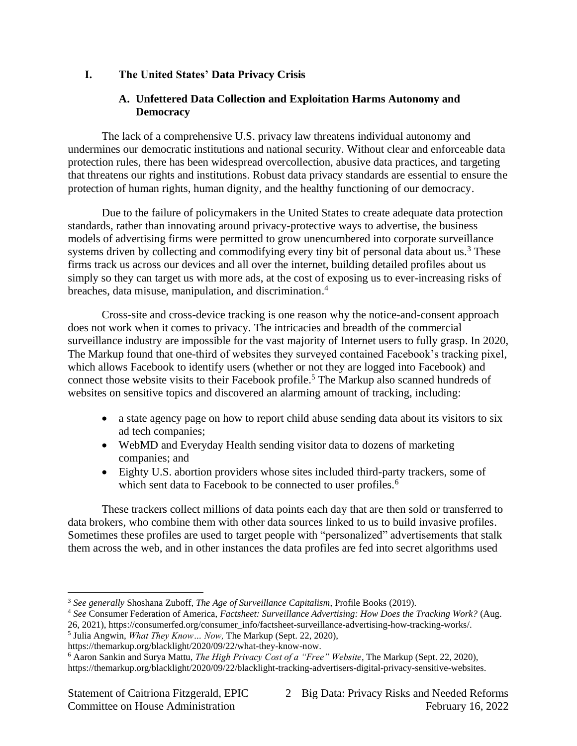# I. The United States' Data Privacy Crisis

## A. Unfettered Data Collection and Exploitation Harms Autonomy and Democracy

The lack of a comprehensive U.S. privacy law threatens individual autonomy and undermines our democratic institutions and national security. Without clear and enforceable data protection rules, there has been widespread overcollection, abusive data practices, and targeting that threatens our rights and institutions. Robust data privacy standards are essential to ensure the protection of human rights, human dignity, and the healthy functioning of our democracy.

Due to the failure of policymakers in the United States to create adequate data protection standards, rather than innovating around privacy-protective ways to advertise, the business models of advertising firms were permitted to grow unencumbered into corporate surveillance systems driven by collecting and commodifying every tiny bit of personal data about us.[3] These firms track us across our devices and all over the internet, building detailed profiles about us simply so they can target us with more ads, at the cost of exposing us to ever-increasing risks of breaches, data misuse, manipulation, and discrimination.[4]

Cross-site and cross-device tracking is one reason why the notice-and-consent approach does not work when it comes to privacy. The intricacies and breadth of the commercial surveillance industry are impossible for the vast majority of Internet users to fully grasp. In 2020, The Markup found that one-third of websites they surveyed contained Facebook's tracking pixel, which allows Facebook to identify users (whether or not they are logged into Facebook) and connect those website visits to their Facebook profile.[5] The Markup also scanned hundreds of websites on sensitive topics and discovered an alarming amount of tracking, including:

- a state agency page on how to report child abuse sending data about its visitors to six ad tech companies;
- WebMD and Everyday Health sending visitor data to dozens of marketing companies; and
- Eighty U.S. abortion providers whose sites included third-party trackers, some of which sent data to Facebook to be connected to user profiles.[6]

These trackers collect millions of data points each day that are then sold or transferred to data brokers, who combine them with other data sources linked to us to build invasive profiles. Sometimes these profiles are used to target people with "personalized" advertisements that stalk them across the web, and in other instances the data profiles are fed into secret algorithms used

---

[3] *See generally* Shoshana Zuboff, *The Age of Surveillance Capitalism*, Profile Books (2019).

[4] *See* Consumer Federation of America, *Factsheet: Surveillance Advertising: How Does the Tracking Work?* (Aug. 26, 2021), https://consumerfed.org/consumer_info/factsheet-surveillance-advertising-how-tracking-works/.

[5] Julia Angwin, *What They Know… Now,* The Markup (Sept. 22, 2020), https://themarkup.org/blacklight/2020/09/22/what-they-know-now.

[6] Aaron Sankin and Surya Mattu, *The High Privacy Cost of a "Free" Website*, The Markup (Sept. 22, 2020), https://themarkup.org/blacklight/2020/09/22/blacklight-tracking-advertisers-digital-privacy-sensitive-websites.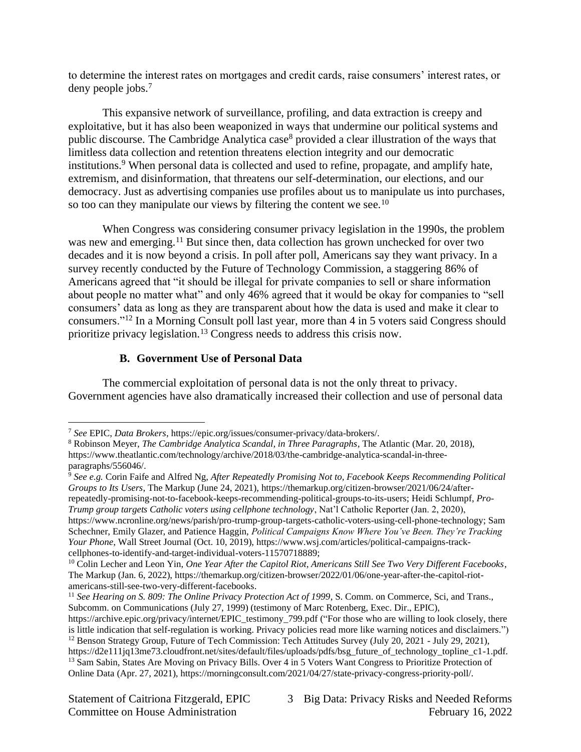to determine the interest rates on mortgages and credit cards, raise consumers' interest rates, or deny people jobs.[7]

This expansive network of surveillance, profiling, and data extraction is creepy and exploitative, but it has also been weaponized in ways that undermine our political systems and public discourse. The Cambridge Analytica case[8] provided a clear illustration of the ways that limitless data collection and retention threatens election integrity and our democratic institutions.[9] When personal data is collected and used to refine, propagate, and amplify hate, extremism, and disinformation, that threatens our self-determination, our elections, and our democracy. Just as advertising companies use profiles about us to manipulate us into purchases, so too can they manipulate our views by filtering the content we see.[10]

When Congress was considering consumer privacy legislation in the 1990s, the problem was new and emerging.[11] But since then, data collection has grown unchecked for over two decades and it is now beyond a crisis. In poll after poll, Americans say they want privacy. In a survey recently conducted by the Future of Technology Commission, a staggering 86% of Americans agreed that "it should be illegal for private companies to sell or share information about people no matter what" and only 46% agreed that it would be okay for companies to "sell consumers' data as long as they are transparent about how the data is used and make it clear to consumers."[12] In a Morning Consult poll last year, more than 4 in 5 voters said Congress should prioritize privacy legislation.[13] Congress needs to address this crisis now.

### B. Government Use of Personal Data

The commercial exploitation of personal data is not the only threat to privacy. Government agencies have also dramatically increased their collection and use of personal data

---

[7] *See* EPIC, *Data Brokers*, https://epic.org/issues/consumer-privacy/data-brokers/.

[8] Robinson Meyer, *The Cambridge Analytica Scandal, in Three Paragraphs*, The Atlantic (Mar. 20, 2018), https://www.theatlantic.com/technology/archive/2018/03/the-cambridge-analytica-scandal-in-three-paragraphs/556046/.

[9] *See e.g.* Corin Faife and Alfred Ng, *After Repeatedly Promising Not to, Facebook Keeps Recommending Political Groups to Its Users*, The Markup (June 24, 2021), https://themarkup.org/citizen-browser/2021/06/24/after-repeatedly-promising-not-to-facebook-keeps-recommending-political-groups-to-its-users; Heidi Schlumpf, *Pro-Trump group targets Catholic voters using cellphone technology*, Nat'l Catholic Reporter (Jan. 2, 2020), https://www.ncronline.org/news/parish/pro-trump-group-targets-catholic-voters-using-cell-phone-technology; Sam Schechner, Emily Glazer, and Patience Haggin, *Political Campaigns Know Where You've Been. They're Tracking Your Phone*, Wall Street Journal (Oct. 10, 2019), https://www.wsj.com/articles/political-campaigns-track-cellphones-to-identify-and-target-individual-voters-11570718889;

[10] Colin Lecher and Leon Yin, *One Year After the Capitol Riot, Americans Still See Two Very Different Facebooks*, The Markup (Jan. 6, 2022), https://themarkup.org/citizen-browser/2022/01/06/one-year-after-the-capitol-riot-americans-still-see-two-very-different-facebooks.

[11] *See Hearing on S. 809: The Online Privacy Protection Act of 1999*, S. Comm. on Commerce, Sci, and Trans., Subcomm. on Communications (July 27, 1999) (testimony of Marc Rotenberg, Exec. Dir., EPIC), https://archive.epic.org/privacy/internet/EPIC_testimony_799.pdf ("For those who are willing to look closely, there is little indication that self-regulation is working. Privacy policies read more like warning notices and disclaimers.")

[12] Benson Strategy Group, Future of Tech Commission: Tech Attitudes Survey (July 20, 2021 - July 29, 2021), https://d2e111jq13me73.cloudfront.net/sites/default/files/uploads/pdfs/bsg_future_of_technology_topline_c1-1.pdf.

[13] Sam Sabin, States Are Moving on Privacy Bills. Over 4 in 5 Voters Want Congress to Prioritize Protection of Online Data (Apr. 27, 2021), https://morningconsult.com/2021/04/27/state-privacy-congress-priority-poll/.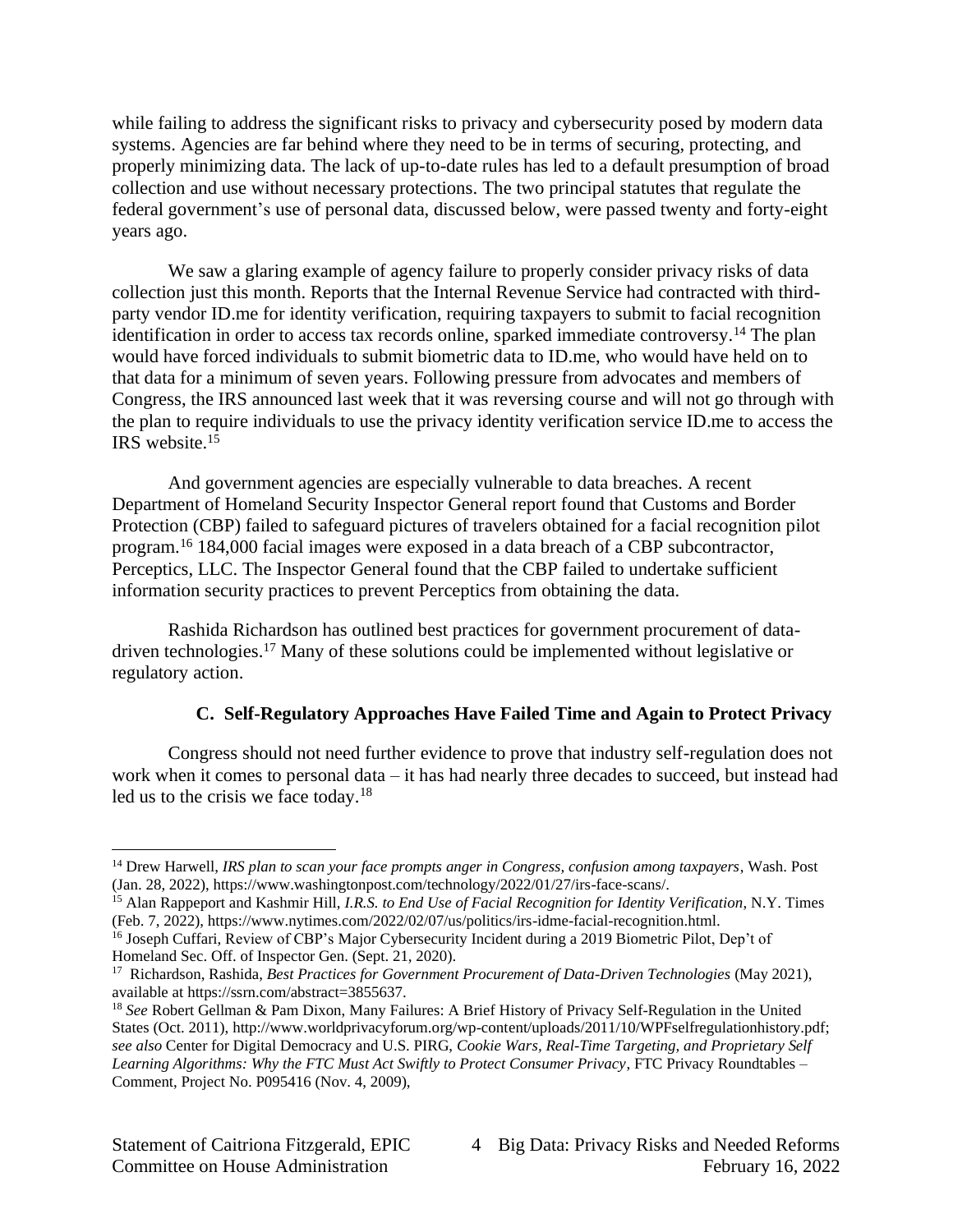while failing to address the significant risks to privacy and cybersecurity posed by modern data systems. Agencies are far behind where they need to be in terms of securing, protecting, and properly minimizing data. The lack of up-to-date rules has led to a default presumption of broad collection and use without necessary protections. The two principal statutes that regulate the federal government's use of personal data, discussed below, were passed twenty and forty-eight years ago.

We saw a glaring example of agency failure to properly consider privacy risks of data collection just this month. Reports that the Internal Revenue Service had contracted with third-party vendor ID.me for identity verification, requiring taxpayers to submit to facial recognition identification in order to access tax records online, sparked immediate controversy.[14] The plan would have forced individuals to submit biometric data to ID.me, who would have held on to that data for a minimum of seven years. Following pressure from advocates and members of Congress, the IRS announced last week that it was reversing course and will not go through with the plan to require individuals to use the privacy identity verification service ID.me to access the IRS website.[15]

And government agencies are especially vulnerable to data breaches. A recent Department of Homeland Security Inspector General report found that Customs and Border Protection (CBP) failed to safeguard pictures of travelers obtained for a facial recognition pilot program.[16] 184,000 facial images were exposed in a data breach of a CBP subcontractor, Perceptics, LLC. The Inspector General found that the CBP failed to undertake sufficient information security practices to prevent Perceptics from obtaining the data.

Rashida Richardson has outlined best practices for government procurement of data-driven technologies.[17] Many of these solutions could be implemented without legislative or regulatory action.

### C. Self-Regulatory Approaches Have Failed Time and Again to Protect Privacy

Congress should not need further evidence to prove that industry self-regulation does not work when it comes to personal data – it has had nearly three decades to succeed, but instead had led us to the crisis we face today.[18]

---

[14] Drew Harwell, *IRS plan to scan your face prompts anger in Congress, confusion among taxpayers*, Wash. Post (Jan. 28, 2022), https://www.washingtonpost.com/technology/2022/01/27/irs-face-scans/.

[15] Alan Rappeport and Kashmir Hill, *I.R.S. to End Use of Facial Recognition for Identity Verification*, N.Y. Times (Feb. 7, 2022), https://www.nytimes.com/2022/02/07/us/politics/irs-idme-facial-recognition.html.

[16] Joseph Cuffari, Review of CBP's Major Cybersecurity Incident during a 2019 Biometric Pilot, Dep't of Homeland Sec. Off. of Inspector Gen. (Sept. 21, 2020).

[17] Richardson, Rashida, *Best Practices for Government Procurement of Data-Driven Technologies* (May 2021), available at https://ssrn.com/abstract=3855637.

[18] *See* Robert Gellman & Pam Dixon, Many Failures: A Brief History of Privacy Self-Regulation in the United States (Oct. 2011), http://www.worldprivacyforum.org/wp-content/uploads/2011/10/WPFselfregulationhistory.pdf; *see also* Center for Digital Democracy and U.S. PIRG, *Cookie Wars, Real-Time Targeting, and Proprietary Self Learning Algorithms: Why the FTC Must Act Swiftly to Protect Consumer Privacy*, FTC Privacy Roundtables – Comment, Project No. P095416 (Nov. 4, 2009),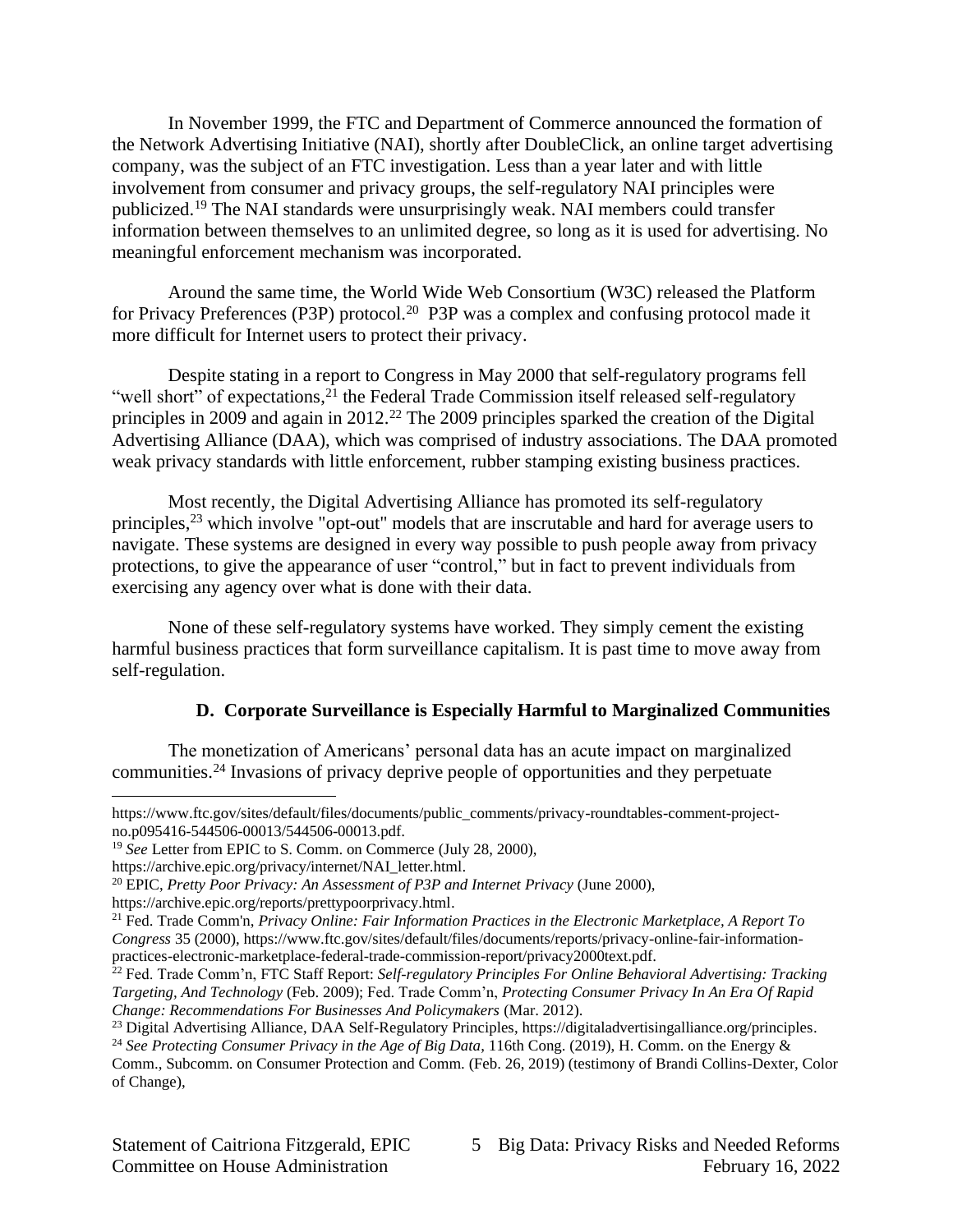In November 1999, the FTC and Department of Commerce announced the formation of the Network Advertising Initiative (NAI), shortly after DoubleClick, an online target advertising company, was the subject of an FTC investigation. Less than a year later and with little involvement from consumer and privacy groups, the self-regulatory NAI principles were publicized.[19] The NAI standards were unsurprisingly weak. NAI members could transfer information between themselves to an unlimited degree, so long as it is used for advertising. No meaningful enforcement mechanism was incorporated.

Around the same time, the World Wide Web Consortium (W3C) released the Platform for Privacy Preferences (P3P) protocol.[20] P3P was a complex and confusing protocol made it more difficult for Internet users to protect their privacy.

Despite stating in a report to Congress in May 2000 that self-regulatory programs fell "well short" of expectations,[21] the Federal Trade Commission itself released self-regulatory principles in 2009 and again in 2012.[22] The 2009 principles sparked the creation of the Digital Advertising Alliance (DAA), which was comprised of industry associations. The DAA promoted weak privacy standards with little enforcement, rubber stamping existing business practices.

Most recently, the Digital Advertising Alliance has promoted its self-regulatory principles,[23] which involve "opt-out" models that are inscrutable and hard for average users to navigate. These systems are designed in every way possible to push people away from privacy protections, to give the appearance of user "control," but in fact to prevent individuals from exercising any agency over what is done with their data.

None of these self-regulatory systems have worked. They simply cement the existing harmful business practices that form surveillance capitalism. It is past time to move away from self-regulation.

### D. Corporate Surveillance is Especially Harmful to Marginalized Communities

The monetization of Americans' personal data has an acute impact on marginalized communities.[24] Invasions of privacy deprive people of opportunities and they perpetuate

---

https://www.ftc.gov/sites/default/files/documents/public_comments/privacy-roundtables-comment-project-no.p095416-544506-00013/544506-00013.pdf.

[19] *See* Letter from EPIC to S. Comm. on Commerce (July 28, 2000), https://archive.epic.org/privacy/internet/NAI_letter.html.

[20] EPIC, *Pretty Poor Privacy: An Assessment of P3P and Internet Privacy* (June 2000), https://archive.epic.org/reports/prettypoorprivacy.html.

[21] Fed. Trade Comm'n, *Privacy Online: Fair Information Practices in the Electronic Marketplace, A Report To Congress* 35 (2000), https://www.ftc.gov/sites/default/files/documents/reports/privacy-online-fair-information-practices-electronic-marketplace-federal-trade-commission-report/privacy2000text.pdf.

[22] Fed. Trade Comm'n, FTC Staff Report: *Self-regulatory Principles For Online Behavioral Advertising: Tracking Targeting, And Technology* (Feb. 2009); Fed. Trade Comm'n, *Protecting Consumer Privacy In An Era Of Rapid Change: Recommendations For Businesses And Policymakers* (Mar. 2012).

[23] Digital Advertising Alliance, DAA Self-Regulatory Principles, https://digitaladvertisingalliance.org/principles.

[24] *See Protecting Consumer Privacy in the Age of Big Data*, 116th Cong. (2019), H. Comm. on the Energy & Comm., Subcomm. on Consumer Protection and Comm. (Feb. 26, 2019) (testimony of Brandi Collins-Dexter, Color of Change),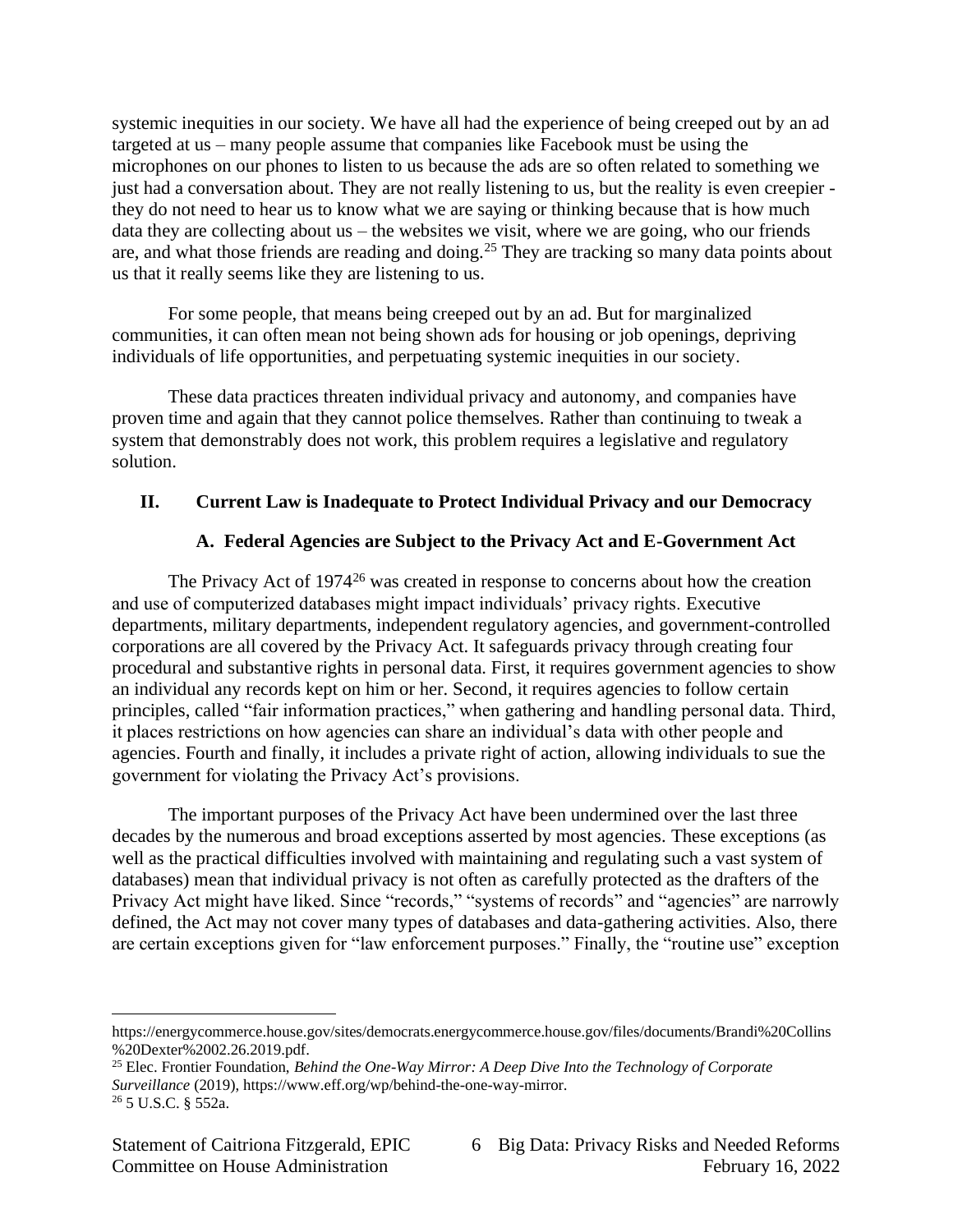systemic inequities in our society. We have all had the experience of being creeped out by an ad targeted at us – many people assume that companies like Facebook must be using the microphones on our phones to listen to us because the ads are so often related to something we just had a conversation about. They are not really listening to us, but the reality is even creepier - they do not need to hear us to know what we are saying or thinking because that is how much data they are collecting about us – the websites we visit, where we are going, who our friends are, and what those friends are reading and doing.[25] They are tracking so many data points about us that it really seems like they are listening to us.

For some people, that means being creeped out by an ad. But for marginalized communities, it can often mean not being shown ads for housing or job openings, depriving individuals of life opportunities, and perpetuating systemic inequities in our society.

These data practices threaten individual privacy and autonomy, and companies have proven time and again that they cannot police themselves. Rather than continuing to tweak a system that demonstrably does not work, this problem requires a legislative and regulatory solution.

## II. Current Law is Inadequate to Protect Individual Privacy and our Democracy

### A. Federal Agencies are Subject to the Privacy Act and E-Government Act

The Privacy Act of 1974[26] was created in response to concerns about how the creation and use of computerized databases might impact individuals' privacy rights. Executive departments, military departments, independent regulatory agencies, and government-controlled corporations are all covered by the Privacy Act. It safeguards privacy through creating four procedural and substantive rights in personal data. First, it requires government agencies to show an individual any records kept on him or her. Second, it requires agencies to follow certain principles, called "fair information practices," when gathering and handling personal data. Third, it places restrictions on how agencies can share an individual's data with other people and agencies. Fourth and finally, it includes a private right of action, allowing individuals to sue the government for violating the Privacy Act's provisions.

The important purposes of the Privacy Act have been undermined over the last three decades by the numerous and broad exceptions asserted by most agencies. These exceptions (as well as the practical difficulties involved with maintaining and regulating such a vast system of databases) mean that individual privacy is not often as carefully protected as the drafters of the Privacy Act might have liked. Since "records," "systems of records" and "agencies" are narrowly defined, the Act may not cover many types of databases and data-gathering activities. Also, there are certain exceptions given for "law enforcement purposes." Finally, the "routine use" exception

---

https://energycommerce.house.gov/sites/democrats.energycommerce.house.gov/files/documents/Brandi%20Collins%20Dexter%2002.26.2019.pdf.

[25] Elec. Frontier Foundation, *Behind the One-Way Mirror: A Deep Dive Into the Technology of Corporate Surveillance* (2019), https://www.eff.org/wp/behind-the-one-way-mirror.

[26] 5 U.S.C. § 552a.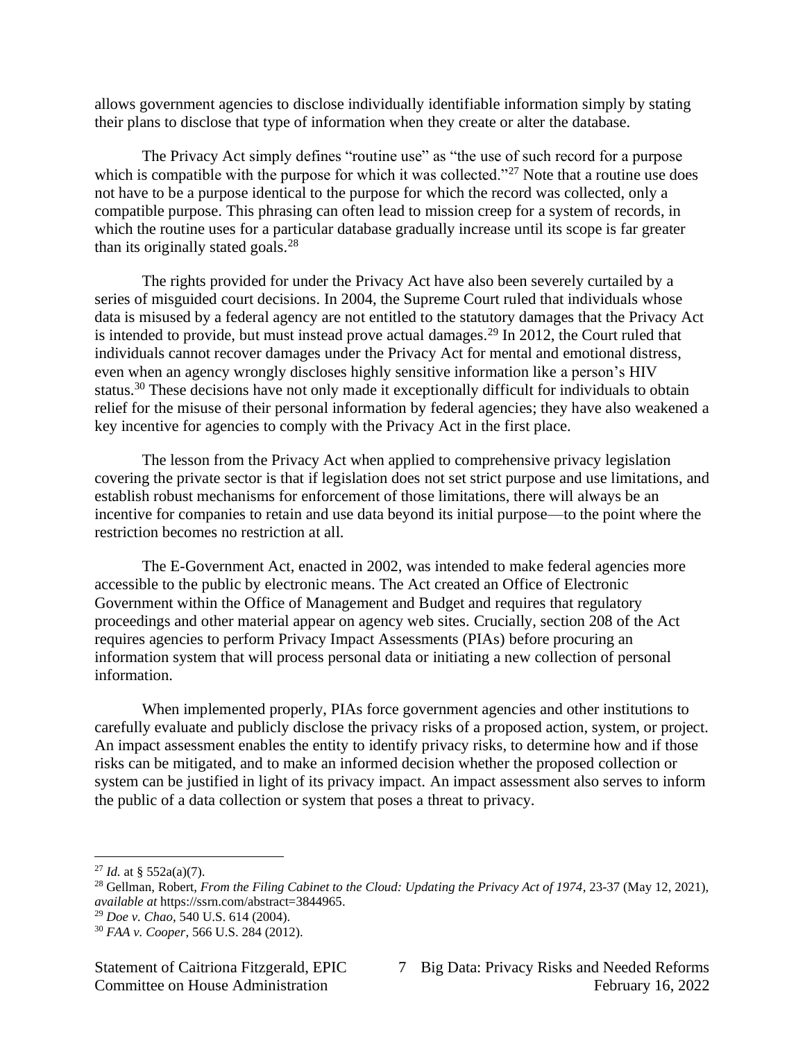allows government agencies to disclose individually identifiable information simply by stating their plans to disclose that type of information when they create or alter the database.

The Privacy Act simply defines "routine use" as "the use of such record for a purpose which is compatible with the purpose for which it was collected."[27] Note that a routine use does not have to be a purpose identical to the purpose for which the record was collected, only a compatible purpose. This phrasing can often lead to mission creep for a system of records, in which the routine uses for a particular database gradually increase until its scope is far greater than its originally stated goals.[28]

The rights provided for under the Privacy Act have also been severely curtailed by a series of misguided court decisions. In 2004, the Supreme Court ruled that individuals whose data is misused by a federal agency are not entitled to the statutory damages that the Privacy Act is intended to provide, but must instead prove actual damages.[29] In 2012, the Court ruled that individuals cannot recover damages under the Privacy Act for mental and emotional distress, even when an agency wrongly discloses highly sensitive information like a person's HIV status.[30] These decisions have not only made it exceptionally difficult for individuals to obtain relief for the misuse of their personal information by federal agencies; they have also weakened a key incentive for agencies to comply with the Privacy Act in the first place.

The lesson from the Privacy Act when applied to comprehensive privacy legislation covering the private sector is that if legislation does not set strict purpose and use limitations, and establish robust mechanisms for enforcement of those limitations, there will always be an incentive for companies to retain and use data beyond its initial purpose—to the point where the restriction becomes no restriction at all.

The E-Government Act, enacted in 2002, was intended to make federal agencies more accessible to the public by electronic means. The Act created an Office of Electronic Government within the Office of Management and Budget and requires that regulatory proceedings and other material appear on agency web sites. Crucially, section 208 of the Act requires agencies to perform Privacy Impact Assessments (PIAs) before procuring an information system that will process personal data or initiating a new collection of personal information.

When implemented properly, PIAs force government agencies and other institutions to carefully evaluate and publicly disclose the privacy risks of a proposed action, system, or project. An impact assessment enables the entity to identify privacy risks, to determine how and if those risks can be mitigated, and to make an informed decision whether the proposed collection or system can be justified in light of its privacy impact. An impact assessment also serves to inform the public of a data collection or system that poses a threat to privacy.

---

[27] *Id.* at § 552a(a)(7).

[28] Gellman, Robert, *From the Filing Cabinet to the Cloud: Updating the Privacy Act of 1974*, 23-37 (May 12, 2021), *available at* https://ssrn.com/abstract=3844965.

[29] *Doe v. Chao*, 540 U.S. 614 (2004).

[30] *FAA v. Cooper*, 566 U.S. 284 (2012).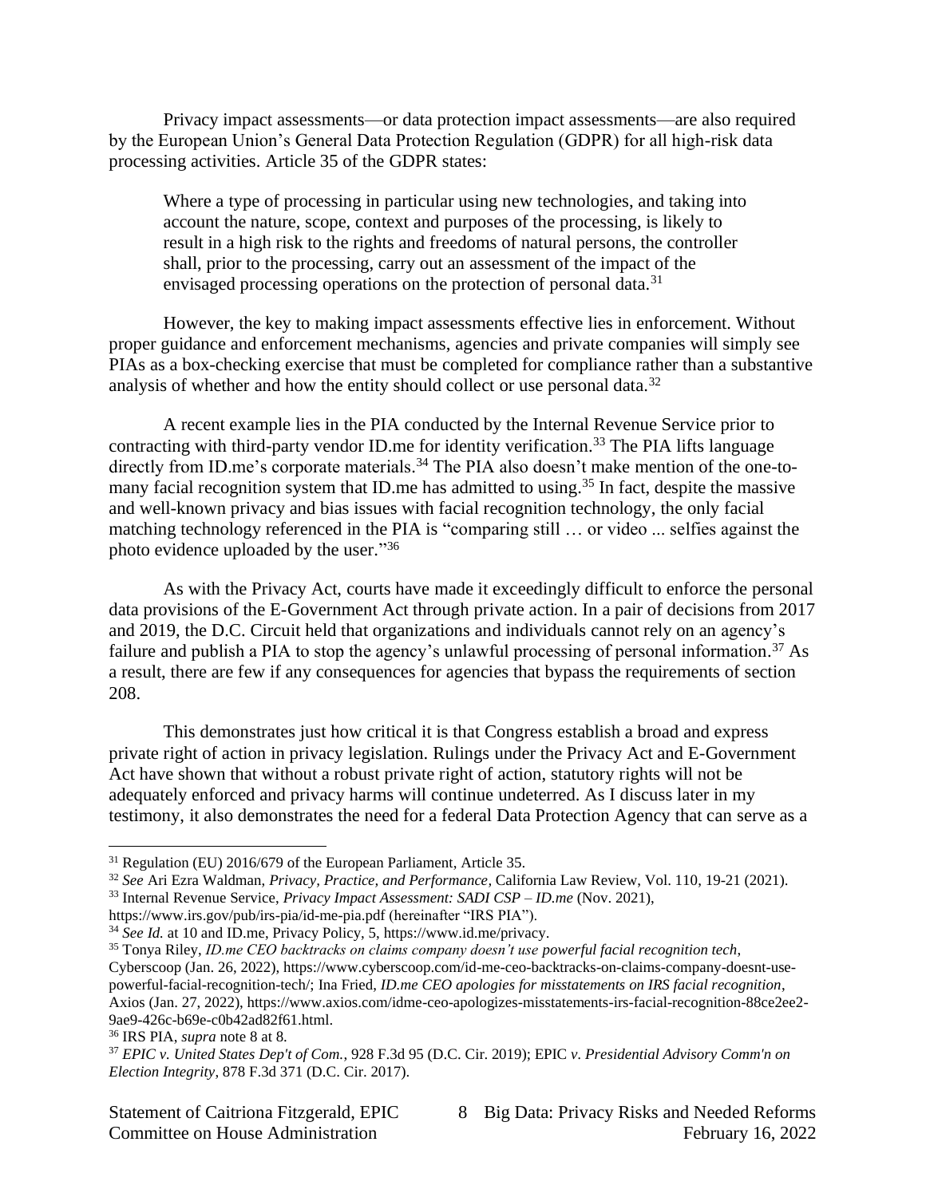Privacy impact assessments—or data protection impact assessments—are also required by the European Union's General Data Protection Regulation (GDPR) for all high-risk data processing activities. Article 35 of the GDPR states:

> Where a type of processing in particular using new technologies, and taking into account the nature, scope, context and purposes of the processing, is likely to result in a high risk to the rights and freedoms of natural persons, the controller shall, prior to the processing, carry out an assessment of the impact of the envisaged processing operations on the protection of personal data.[31]

However, the key to making impact assessments effective lies in enforcement. Without proper guidance and enforcement mechanisms, agencies and private companies will simply see PIAs as a box-checking exercise that must be completed for compliance rather than a substantive analysis of whether and how the entity should collect or use personal data.[32]

A recent example lies in the PIA conducted by the Internal Revenue Service prior to contracting with third-party vendor ID.me for identity verification.[33] The PIA lifts language directly from ID.me's corporate materials.[34] The PIA also doesn't make mention of the one-to-many facial recognition system that ID.me has admitted to using.[35] In fact, despite the massive and well-known privacy and bias issues with facial recognition technology, the only facial matching technology referenced in the PIA is "comparing still … or video ... selfies against the photo evidence uploaded by the user."[36]

As with the Privacy Act, courts have made it exceedingly difficult to enforce the personal data provisions of the E-Government Act through private action. In a pair of decisions from 2017 and 2019, the D.C. Circuit held that organizations and individuals cannot rely on an agency's failure and publish a PIA to stop the agency's unlawful processing of personal information.[37] As a result, there are few if any consequences for agencies that bypass the requirements of section 208.

This demonstrates just how critical it is that Congress establish a broad and express private right of action in privacy legislation. Rulings under the Privacy Act and E-Government Act have shown that without a robust private right of action, statutory rights will not be adequately enforced and privacy harms will continue undeterred. As I discuss later in my testimony, it also demonstrates the need for a federal Data Protection Agency that can serve as a

---

[31] Regulation (EU) 2016/679 of the European Parliament, Article 35.

[32] *See* Ari Ezra Waldman, *Privacy, Practice, and Performance*, California Law Review, Vol. 110, 19-21 (2021).

[33] Internal Revenue Service, *Privacy Impact Assessment: SADI CSP – ID.me* (Nov. 2021), https://www.irs.gov/pub/irs-pia/id-me-pia.pdf (hereinafter "IRS PIA").

[34] *See Id.* at 10 and ID.me, Privacy Policy, 5, https://www.id.me/privacy.

[35] Tonya Riley, *ID.me CEO backtracks on claims company doesn't use powerful facial recognition tech*, Cyberscoop (Jan. 26, 2022), https://www.cyberscoop.com/id-me-ceo-backtracks-on-claims-company-doesnt-use-powerful-facial-recognition-tech/; Ina Fried, *ID.me CEO apologies for misstatements on IRS facial recognition*, Axios (Jan. 27, 2022), https://www.axios.com/idme-ceo-apologizes-misstatements-irs-facial-recognition-88ce2ee2-9ae9-426c-b69e-c0b42ad82f61.html.

[36] IRS PIA, *supra* note 8 at 8.

[37] *EPIC v. United States Dep't of Com.*, 928 F.3d 95 (D.C. Cir. 2019); EPIC *v. Presidential Advisory Comm'n on Election Integrity*, 878 F.3d 371 (D.C. Cir. 2017).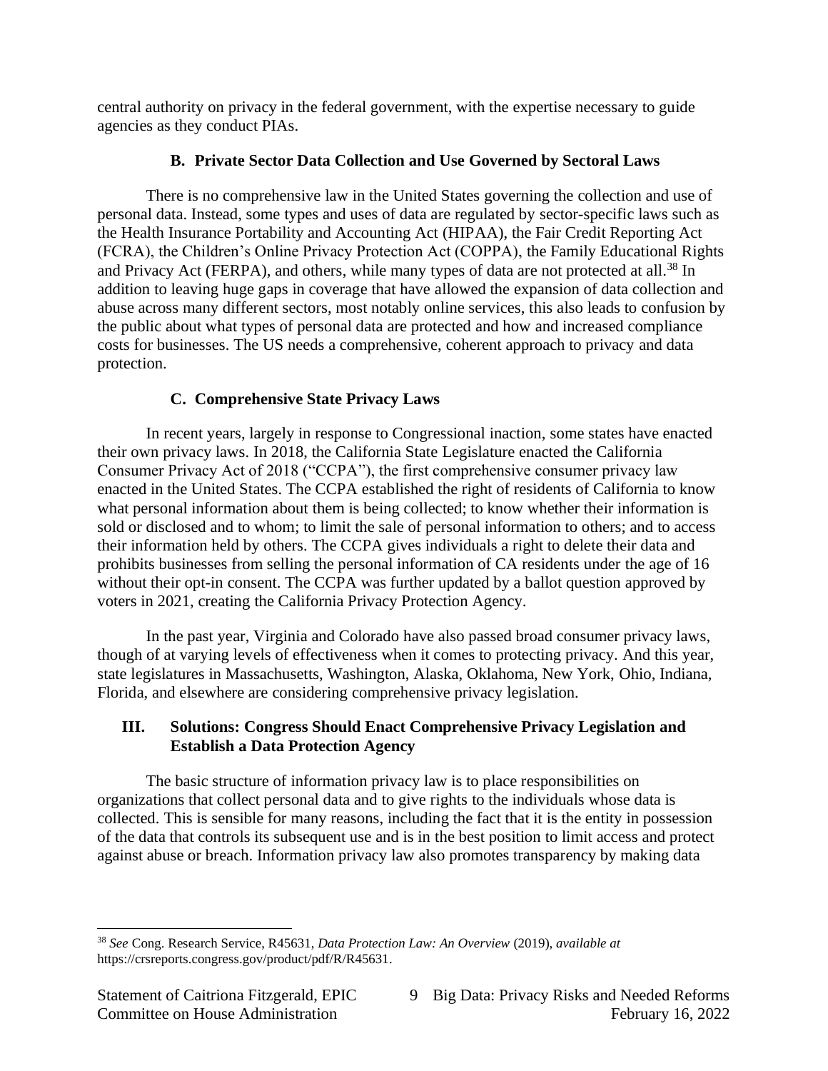central authority on privacy in the federal government, with the expertise necessary to guide agencies as they conduct PIAs.

### B. Private Sector Data Collection and Use Governed by Sectoral Laws

There is no comprehensive law in the United States governing the collection and use of personal data. Instead, some types and uses of data are regulated by sector-specific laws such as the Health Insurance Portability and Accounting Act (HIPAA), the Fair Credit Reporting Act (FCRA), the Children's Online Privacy Protection Act (COPPA), the Family Educational Rights and Privacy Act (FERPA), and others, while many types of data are not protected at all.[38] In addition to leaving huge gaps in coverage that have allowed the expansion of data collection and abuse across many different sectors, most notably online services, this also leads to confusion by the public about what types of personal data are protected and how and increased compliance costs for businesses. The US needs a comprehensive, coherent approach to privacy and data protection.

### C. Comprehensive State Privacy Laws

In recent years, largely in response to Congressional inaction, some states have enacted their own privacy laws. In 2018, the California State Legislature enacted the California Consumer Privacy Act of 2018 ("CCPA"), the first comprehensive consumer privacy law enacted in the United States. The CCPA established the right of residents of California to know what personal information about them is being collected; to know whether their information is sold or disclosed and to whom; to limit the sale of personal information to others; and to access their information held by others. The CCPA gives individuals a right to delete their data and prohibits businesses from selling the personal information of CA residents under the age of 16 without their opt-in consent. The CCPA was further updated by a ballot question approved by voters in 2021, creating the California Privacy Protection Agency.

In the past year, Virginia and Colorado have also passed broad consumer privacy laws, though of at varying levels of effectiveness when it comes to protecting privacy. And this year, state legislatures in Massachusetts, Washington, Alaska, Oklahoma, New York, Ohio, Indiana, Florida, and elsewhere are considering comprehensive privacy legislation.

## III. Solutions: Congress Should Enact Comprehensive Privacy Legislation and Establish a Data Protection Agency

The basic structure of information privacy law is to place responsibilities on organizations that collect personal data and to give rights to the individuals whose data is collected. This is sensible for many reasons, including the fact that it is the entity in possession of the data that controls its subsequent use and is in the best position to limit access and protect against abuse or breach. Information privacy law also promotes transparency by making data

---

[38] *See* Cong. Research Service, R45631, *Data Protection Law: An Overview* (2019), *available at* https://crsreports.congress.gov/product/pdf/R/R45631.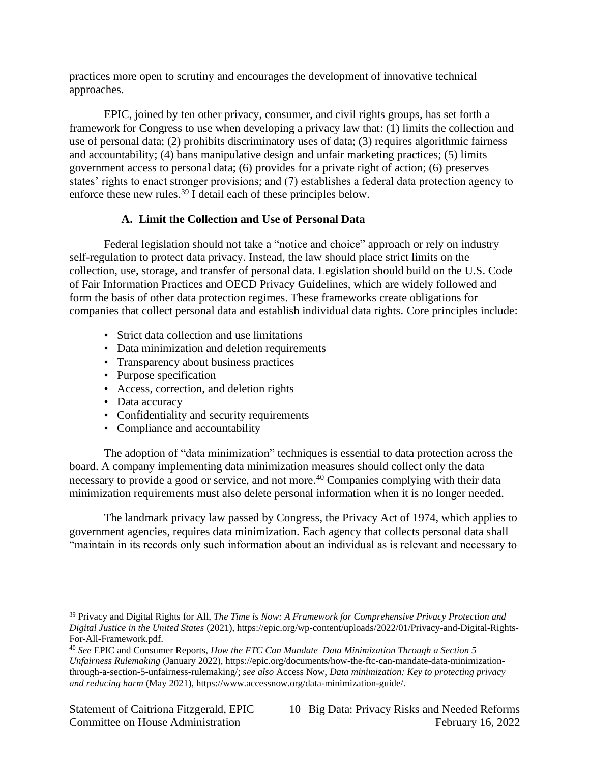practices more open to scrutiny and encourages the development of innovative technical approaches.

EPIC, joined by ten other privacy, consumer, and civil rights groups, has set forth a framework for Congress to use when developing a privacy law that: (1) limits the collection and use of personal data; (2) prohibits discriminatory uses of data; (3) requires algorithmic fairness and accountability; (4) bans manipulative design and unfair marketing practices; (5) limits government access to personal data; (6) provides for a private right of action; (6) preserves states' rights to enact stronger provisions; and (7) establishes a federal data protection agency to enforce these new rules.[39] I detail each of these principles below.

### A. Limit the Collection and Use of Personal Data

Federal legislation should not take a "notice and choice" approach or rely on industry self-regulation to protect data privacy. Instead, the law should place strict limits on the collection, use, storage, and transfer of personal data. Legislation should build on the U.S. Code of Fair Information Practices and OECD Privacy Guidelines, which are widely followed and form the basis of other data protection regimes. These frameworks create obligations for companies that collect personal data and establish individual data rights. Core principles include:

- Strict data collection and use limitations
- Data minimization and deletion requirements
- Transparency about business practices
- Purpose specification
- Access, correction, and deletion rights
- Data accuracy
- Confidentiality and security requirements
- Compliance and accountability

The adoption of "data minimization" techniques is essential to data protection across the board. A company implementing data minimization measures should collect only the data necessary to provide a good or service, and not more.[40] Companies complying with their data minimization requirements must also delete personal information when it is no longer needed.

The landmark privacy law passed by Congress, the Privacy Act of 1974, which applies to government agencies, requires data minimization. Each agency that collects personal data shall "maintain in its records only such information about an individual as is relevant and necessary to

---

[39] Privacy and Digital Rights for All, *The Time is Now: A Framework for Comprehensive Privacy Protection and Digital Justice in the United States* (2021), https://epic.org/wp-content/uploads/2022/01/Privacy-and-Digital-Rights-For-All-Framework.pdf.

[40] *See* EPIC and Consumer Reports, *How the FTC Can Mandate Data Minimization Through a Section 5 Unfairness Rulemaking* (January 2022), https://epic.org/documents/how-the-ftc-can-mandate-data-minimization-through-a-section-5-unfairness-rulemaking/; *see also* Access Now, *Data minimization: Key to protecting privacy and reducing harm* (May 2021), https://www.accessnow.org/data-minimization-guide/.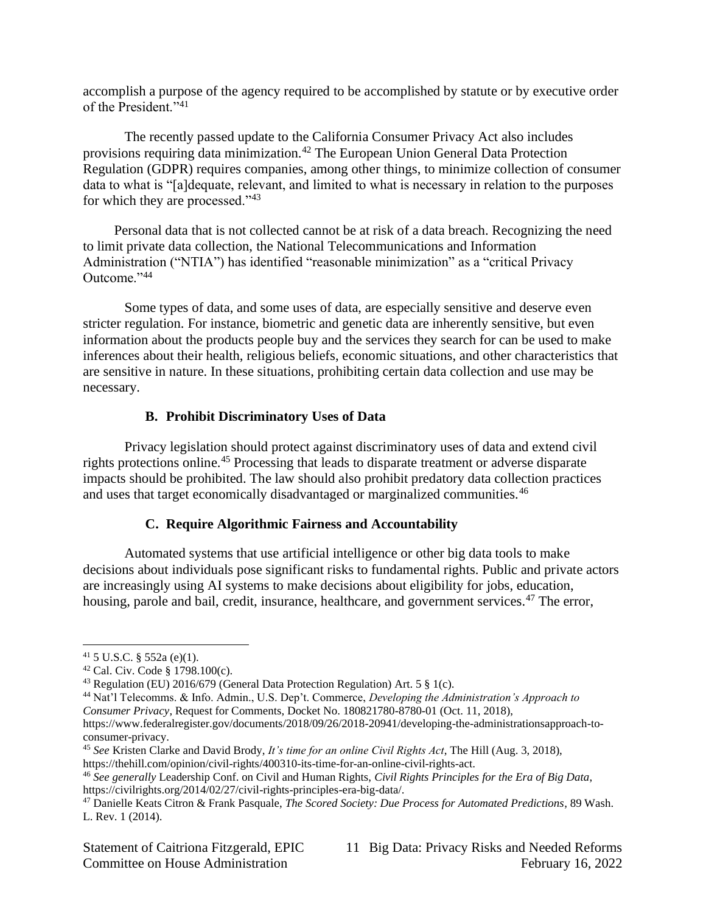accomplish a purpose of the agency required to be accomplished by statute or by executive order of the President."[41]

The recently passed update to the California Consumer Privacy Act also includes provisions requiring data minimization.[42] The European Union General Data Protection Regulation (GDPR) requires companies, among other things, to minimize collection of consumer data to what is "[a]dequate, relevant, and limited to what is necessary in relation to the purposes for which they are processed."[43]

Personal data that is not collected cannot be at risk of a data breach. Recognizing the need to limit private data collection, the National Telecommunications and Information Administration ("NTIA") has identified "reasonable minimization" as a "critical Privacy Outcome."[44]

Some types of data, and some uses of data, are especially sensitive and deserve even stricter regulation. For instance, biometric and genetic data are inherently sensitive, but even information about the products people buy and the services they search for can be used to make inferences about their health, religious beliefs, economic situations, and other characteristics that are sensitive in nature. In these situations, prohibiting certain data collection and use may be necessary.

### B. Prohibit Discriminatory Uses of Data

Privacy legislation should protect against discriminatory uses of data and extend civil rights protections online.[45] Processing that leads to disparate treatment or adverse disparate impacts should be prohibited. The law should also prohibit predatory data collection practices and uses that target economically disadvantaged or marginalized communities.[46]

### C. Require Algorithmic Fairness and Accountability

Automated systems that use artificial intelligence or other big data tools to make decisions about individuals pose significant risks to fundamental rights. Public and private actors are increasingly using AI systems to make decisions about eligibility for jobs, education, housing, parole and bail, credit, insurance, healthcare, and government services.[47] The error,

---

[41] 5 U.S.C. § 552a (e)(1).

[42] Cal. Civ. Code § 1798.100(c).

[43] Regulation (EU) 2016/679 (General Data Protection Regulation) Art. 5 § 1(c).

[44] Nat'l Telecomms. & Info. Admin., U.S. Dep't. Commerce, *Developing the Administration's Approach to Consumer Privacy*, Request for Comments, Docket No. 180821780-8780-01 (Oct. 11, 2018), https://www.federalregister.gov/documents/2018/09/26/2018-20941/developing-the-administrationsapproach-to-consumer-privacy.

[45] *See* Kristen Clarke and David Brody, *It's time for an online Civil Rights Act*, The Hill (Aug. 3, 2018), https://thehill.com/opinion/civil-rights/400310-its-time-for-an-online-civil-rights-act.

[46] *See generally* Leadership Conf. on Civil and Human Rights, *Civil Rights Principles for the Era of Big Data*, https://civilrights.org/2014/02/27/civil-rights-principles-era-big-data/.

[47] Danielle Keats Citron & Frank Pasquale, *The Scored Society: Due Process for Automated Predictions*, 89 Wash. L. Rev. 1 (2014).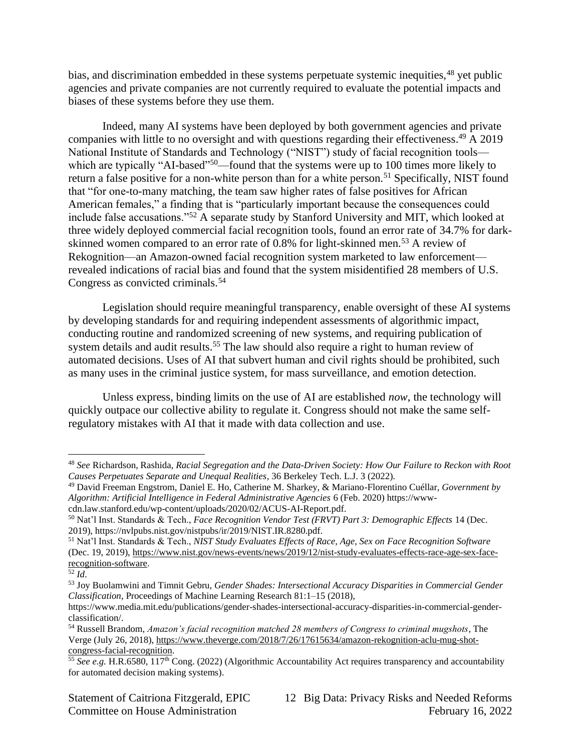bias, and discrimination embedded in these systems perpetuate systemic inequities,[48] yet public agencies and private companies are not currently required to evaluate the potential impacts and biases of these systems before they use them.

Indeed, many AI systems have been deployed by both government agencies and private companies with little to no oversight and with questions regarding their effectiveness.[49] A 2019 National Institute of Standards and Technology ("NIST") study of facial recognition tools—which are typically "AI-based"[50]—found that the systems were up to 100 times more likely to return a false positive for a non-white person than for a white person.[51] Specifically, NIST found that "for one-to-many matching, the team saw higher rates of false positives for African American females," a finding that is "particularly important because the consequences could include false accusations."[52] A separate study by Stanford University and MIT, which looked at three widely deployed commercial facial recognition tools, found an error rate of 34.7% for dark-skinned women compared to an error rate of 0.8% for light-skinned men.[53] A review of Rekognition—an Amazon-owned facial recognition system marketed to law enforcement—revealed indications of racial bias and found that the system misidentified 28 members of U.S. Congress as convicted criminals.[54]

Legislation should require meaningful transparency, enable oversight of these AI systems by developing standards for and requiring independent assessments of algorithmic impact, conducting routine and randomized screening of new systems, and requiring publication of system details and audit results.[55] The law should also require a right to human review of automated decisions. Uses of AI that subvert human and civil rights should be prohibited, such as many uses in the criminal justice system, for mass surveillance, and emotion detection.

Unless express, binding limits on the use of AI are established *now*, the technology will quickly outpace our collective ability to regulate it. Congress should not make the same self-regulatory mistakes with AI that it made with data collection and use.

---

[48] *See* Richardson, Rashida, *Racial Segregation and the Data-Driven Society: How Our Failure to Reckon with Root Causes Perpetuates Separate and Unequal Realities*, 36 Berkeley Tech. L.J. 3 (2022).

[49] David Freeman Engstrom, Daniel E. Ho, Catherine M. Sharkey, & Mariano-Florentino Cuéllar, *Government by Algorithm: Artificial Intelligence in Federal Administrative Agencies* 6 (Feb. 2020) https://www-cdn.law.stanford.edu/wp-content/uploads/2020/02/ACUS-AI-Report.pdf.

[50] Nat'l Inst. Standards & Tech., *Face Recognition Vendor Test (FRVT) Part 3: Demographic Effects* 14 (Dec. 2019), https://nvlpubs.nist.gov/nistpubs/ir/2019/NIST.IR.8280.pdf.

[51] Nat'l Inst. Standards & Tech., *NIST Study Evaluates Effects of Race, Age, Sex on Face Recognition Software* (Dec. 19, 2019), https://www.nist.gov/news-events/news/2019/12/nist-study-evaluates-effects-race-age-sex-face-recognition-software.

[52] *Id*.

[53] Joy Buolamwini and Timnit Gebru, *Gender Shades: Intersectional Accuracy Disparities in Commercial Gender Classification,* Proceedings of Machine Learning Research 81:1–15 (2018), https://www.media.mit.edu/publications/gender-shades-intersectional-accuracy-disparities-in-commercial-gender-classification/.

[54] Russell Brandom, *Amazon's facial recognition matched 28 members of Congress to criminal mugshots*, The Verge (July 26, 2018), https://www.theverge.com/2018/7/26/17615634/amazon-rekognition-aclu-mug-shot-congress-facial-recognition.

[55] *See e.g.* H.R.6580, 117th Cong. (2022) (Algorithmic Accountability Act requires transparency and accountability for automated decision making systems).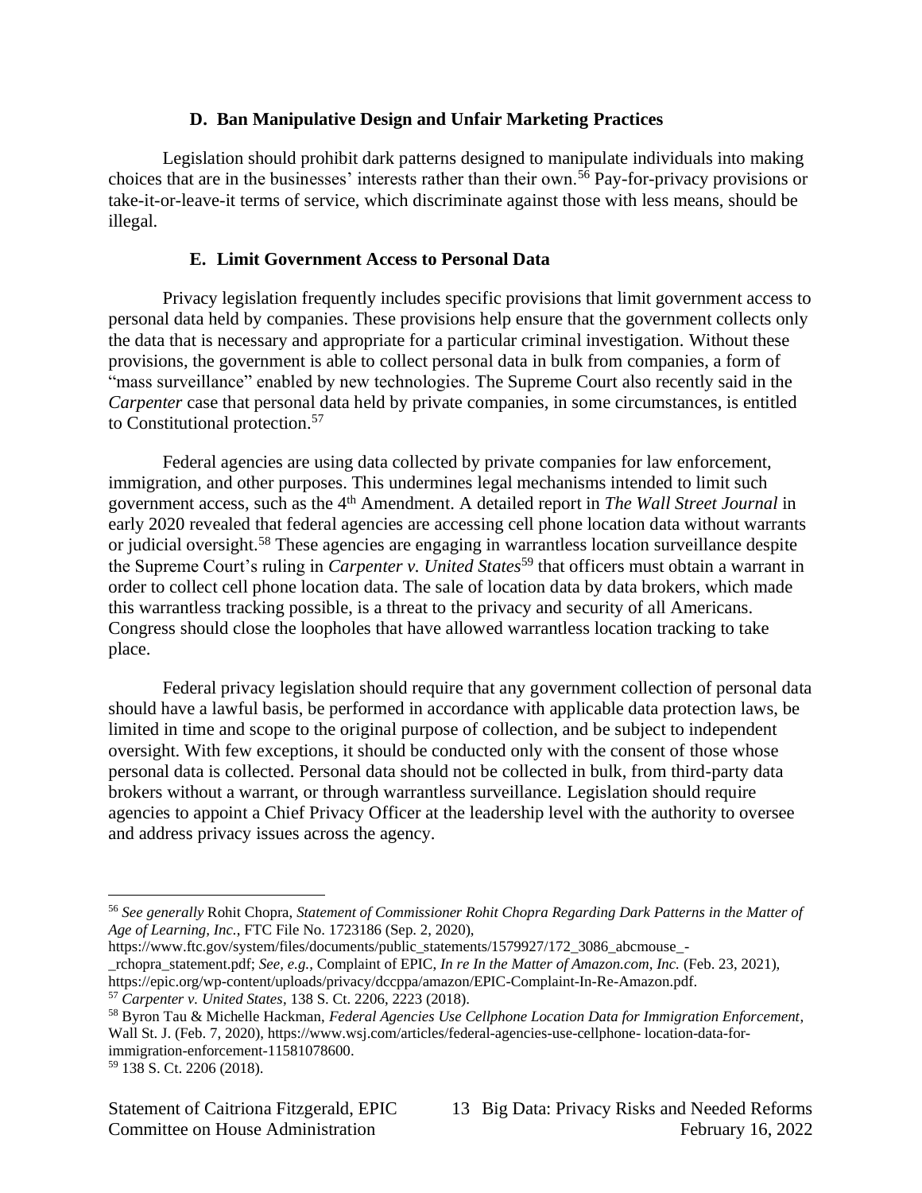### D. Ban Manipulative Design and Unfair Marketing Practices

Legislation should prohibit dark patterns designed to manipulate individuals into making choices that are in the businesses' interests rather than their own.[56] Pay-for-privacy provisions or take-it-or-leave-it terms of service, which discriminate against those with less means, should be illegal.

### E. Limit Government Access to Personal Data

Privacy legislation frequently includes specific provisions that limit government access to personal data held by companies. These provisions help ensure that the government collects only the data that is necessary and appropriate for a particular criminal investigation. Without these provisions, the government is able to collect personal data in bulk from companies, a form of "mass surveillance" enabled by new technologies. The Supreme Court also recently said in the *Carpenter* case that personal data held by private companies, in some circumstances, is entitled to Constitutional protection.[57]

Federal agencies are using data collected by private companies for law enforcement, immigration, and other purposes. This undermines legal mechanisms intended to limit such government access, such as the 4th Amendment. A detailed report in *The Wall Street Journal* in early 2020 revealed that federal agencies are accessing cell phone location data without warrants or judicial oversight.[58] These agencies are engaging in warrantless location surveillance despite the Supreme Court's ruling in *Carpenter v. United States*[59] that officers must obtain a warrant in order to collect cell phone location data. The sale of location data by data brokers, which made this warrantless tracking possible, is a threat to the privacy and security of all Americans. Congress should close the loopholes that have allowed warrantless location tracking to take place.

Federal privacy legislation should require that any government collection of personal data should have a lawful basis, be performed in accordance with applicable data protection laws, be limited in time and scope to the original purpose of collection, and be subject to independent oversight. With few exceptions, it should be conducted only with the consent of those whose personal data is collected. Personal data should not be collected in bulk, from third-party data brokers without a warrant, or through warrantless surveillance. Legislation should require agencies to appoint a Chief Privacy Officer at the leadership level with the authority to oversee and address privacy issues across the agency.

---

[56] *See generally* Rohit Chopra, *Statement of Commissioner Rohit Chopra Regarding Dark Patterns in the Matter of Age of Learning, Inc.*, FTC File No. 1723186 (Sep. 2, 2020), https://www.ftc.gov/system/files/documents/public_statements/1579927/172_3086_abcmouse_-_rchopra_statement.pdf; *See, e.g.*, Complaint of EPIC, *In re In the Matter of Amazon.com, Inc.* (Feb. 23, 2021), https://epic.org/wp-content/uploads/privacy/dccppa/amazon/EPIC-Complaint-In-Re-Amazon.pdf.

[57] *Carpenter v. United States*, 138 S. Ct. 2206, 2223 (2018).

[58] Byron Tau & Michelle Hackman, *Federal Agencies Use Cellphone Location Data for Immigration Enforcement*, Wall St. J. (Feb. 7, 2020), https://www.wsj.com/articles/federal-agencies-use-cellphone- location-data-for-immigration-enforcement-11581078600.

[59] 138 S. Ct. 2206 (2018).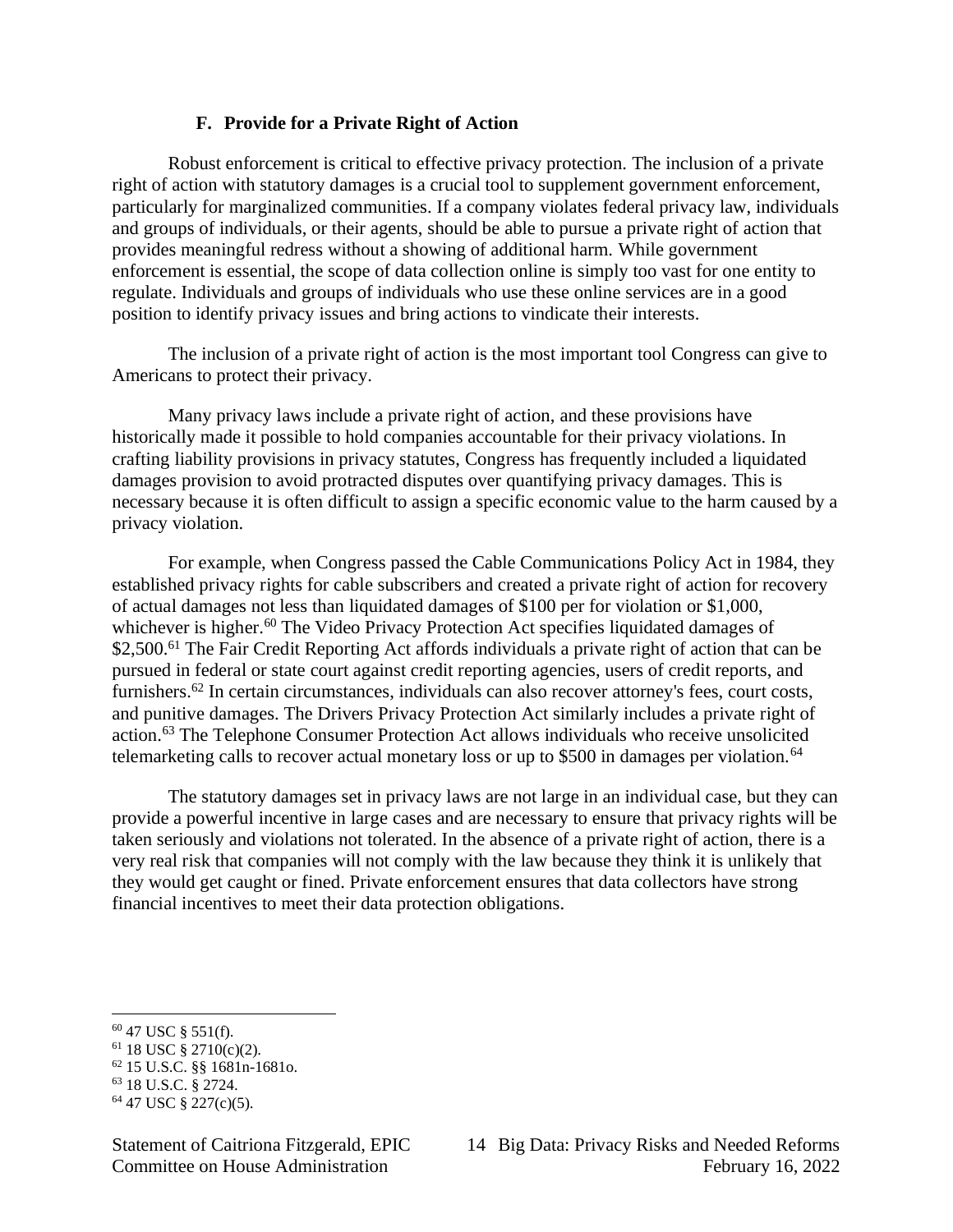### F. Provide for a Private Right of Action

Robust enforcement is critical to effective privacy protection. The inclusion of a private right of action with statutory damages is a crucial tool to supplement government enforcement, particularly for marginalized communities. If a company violates federal privacy law, individuals and groups of individuals, or their agents, should be able to pursue a private right of action that provides meaningful redress without a showing of additional harm. While government enforcement is essential, the scope of data collection online is simply too vast for one entity to regulate. Individuals and groups of individuals who use these online services are in a good position to identify privacy issues and bring actions to vindicate their interests.

The inclusion of a private right of action is the most important tool Congress can give to Americans to protect their privacy.

Many privacy laws include a private right of action, and these provisions have historically made it possible to hold companies accountable for their privacy violations. In crafting liability provisions in privacy statutes, Congress has frequently included a liquidated damages provision to avoid protracted disputes over quantifying privacy damages. This is necessary because it is often difficult to assign a specific economic value to the harm caused by a privacy violation.

For example, when Congress passed the Cable Communications Policy Act in 1984, they established privacy rights for cable subscribers and created a private right of action for recovery of actual damages not less than liquidated damages of $100 per for violation or $1,000, whichever is higher.[60] The Video Privacy Protection Act specifies liquidated damages of $2,500.[61] The Fair Credit Reporting Act affords individuals a private right of action that can be pursued in federal or state court against credit reporting agencies, users of credit reports, and furnishers.[62] In certain circumstances, individuals can also recover attorney's fees, court costs, and punitive damages. The Drivers Privacy Protection Act similarly includes a private right of action.[63] The Telephone Consumer Protection Act allows individuals who receive unsolicited telemarketing calls to recover actual monetary loss or up to $500 in damages per violation.[64]

The statutory damages set in privacy laws are not large in an individual case, but they can provide a powerful incentive in large cases and are necessary to ensure that privacy rights will be taken seriously and violations not tolerated. In the absence of a private right of action, there is a very real risk that companies will not comply with the law because they think it is unlikely that they would get caught or fined. Private enforcement ensures that data collectors have strong financial incentives to meet their data protection obligations.

---

[60] 47 USC § 551(f).
[61] 18 USC § 2710(c)(2).
[62] 15 U.S.C. §§ 1681n-1681o.
[63] 18 U.S.C. § 2724.
[64] 47 USC § 227(c)(5).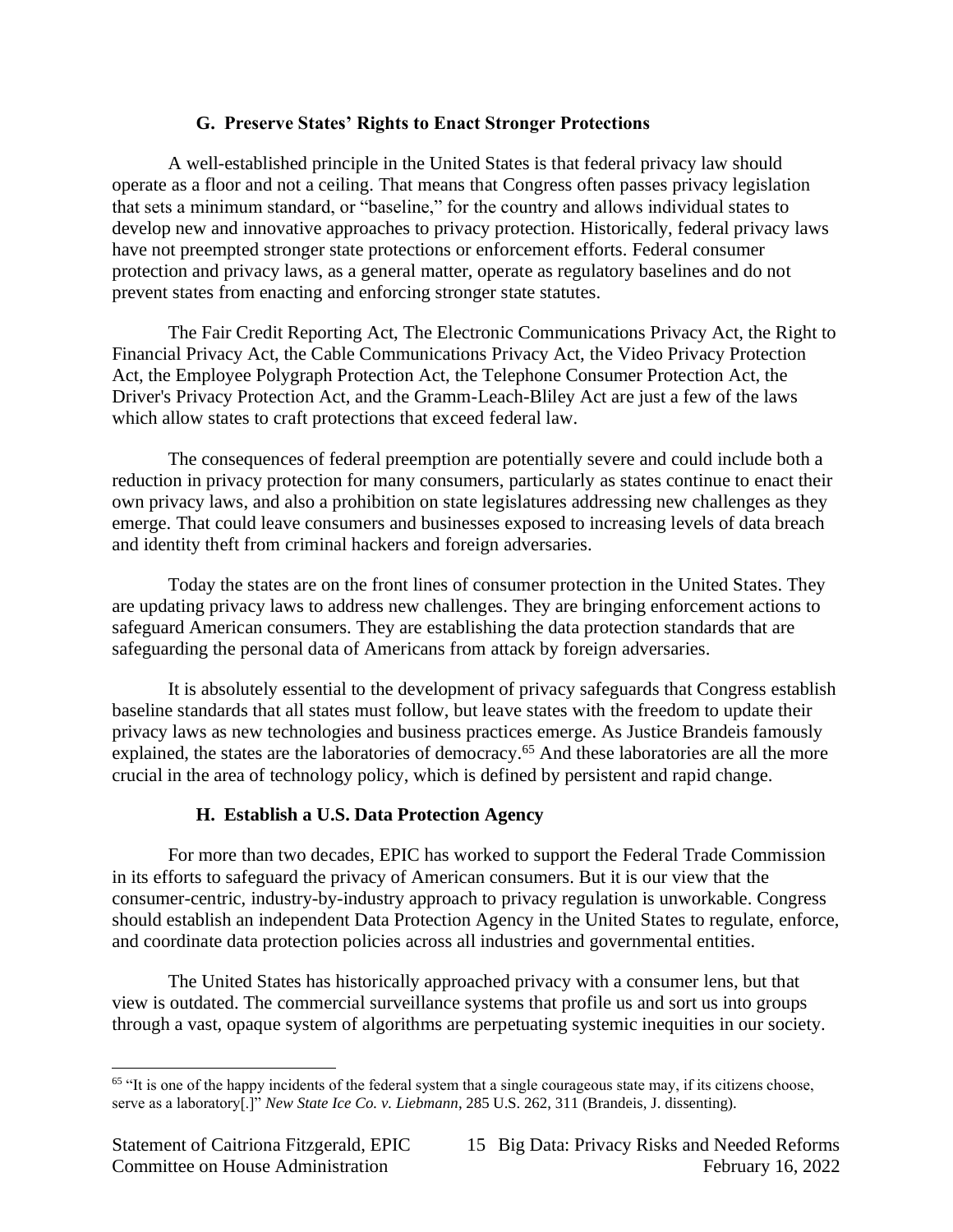### G. Preserve States' Rights to Enact Stronger Protections

A well-established principle in the United States is that federal privacy law should operate as a floor and not a ceiling. That means that Congress often passes privacy legislation that sets a minimum standard, or "baseline," for the country and allows individual states to develop new and innovative approaches to privacy protection. Historically, federal privacy laws have not preempted stronger state protections or enforcement efforts. Federal consumer protection and privacy laws, as a general matter, operate as regulatory baselines and do not prevent states from enacting and enforcing stronger state statutes.

The Fair Credit Reporting Act, The Electronic Communications Privacy Act, the Right to Financial Privacy Act, the Cable Communications Privacy Act, the Video Privacy Protection Act, the Employee Polygraph Protection Act, the Telephone Consumer Protection Act, the Driver's Privacy Protection Act, and the Gramm-Leach-Bliley Act are just a few of the laws which allow states to craft protections that exceed federal law.

The consequences of federal preemption are potentially severe and could include both a reduction in privacy protection for many consumers, particularly as states continue to enact their own privacy laws, and also a prohibition on state legislatures addressing new challenges as they emerge. That could leave consumers and businesses exposed to increasing levels of data breach and identity theft from criminal hackers and foreign adversaries.

Today the states are on the front lines of consumer protection in the United States. They are updating privacy laws to address new challenges. They are bringing enforcement actions to safeguard American consumers. They are establishing the data protection standards that are safeguarding the personal data of Americans from attack by foreign adversaries.

It is absolutely essential to the development of privacy safeguards that Congress establish baseline standards that all states must follow, but leave states with the freedom to update their privacy laws as new technologies and business practices emerge. As Justice Brandeis famously explained, the states are the laboratories of democracy.[65] And these laboratories are all the more crucial in the area of technology policy, which is defined by persistent and rapid change.

### H. Establish a U.S. Data Protection Agency

For more than two decades, EPIC has worked to support the Federal Trade Commission in its efforts to safeguard the privacy of American consumers. But it is our view that the consumer-centric, industry-by-industry approach to privacy regulation is unworkable. Congress should establish an independent Data Protection Agency in the United States to regulate, enforce, and coordinate data protection policies across all industries and governmental entities.

The United States has historically approached privacy with a consumer lens, but that view is outdated. The commercial surveillance systems that profile us and sort us into groups through a vast, opaque system of algorithms are perpetuating systemic inequities in our society.

---

[65] "It is one of the happy incidents of the federal system that a single courageous state may, if its citizens choose, serve as a laboratory[.]" *New State Ice Co. v. Liebmann*, 285 U.S. 262, 311 (Brandeis, J. dissenting).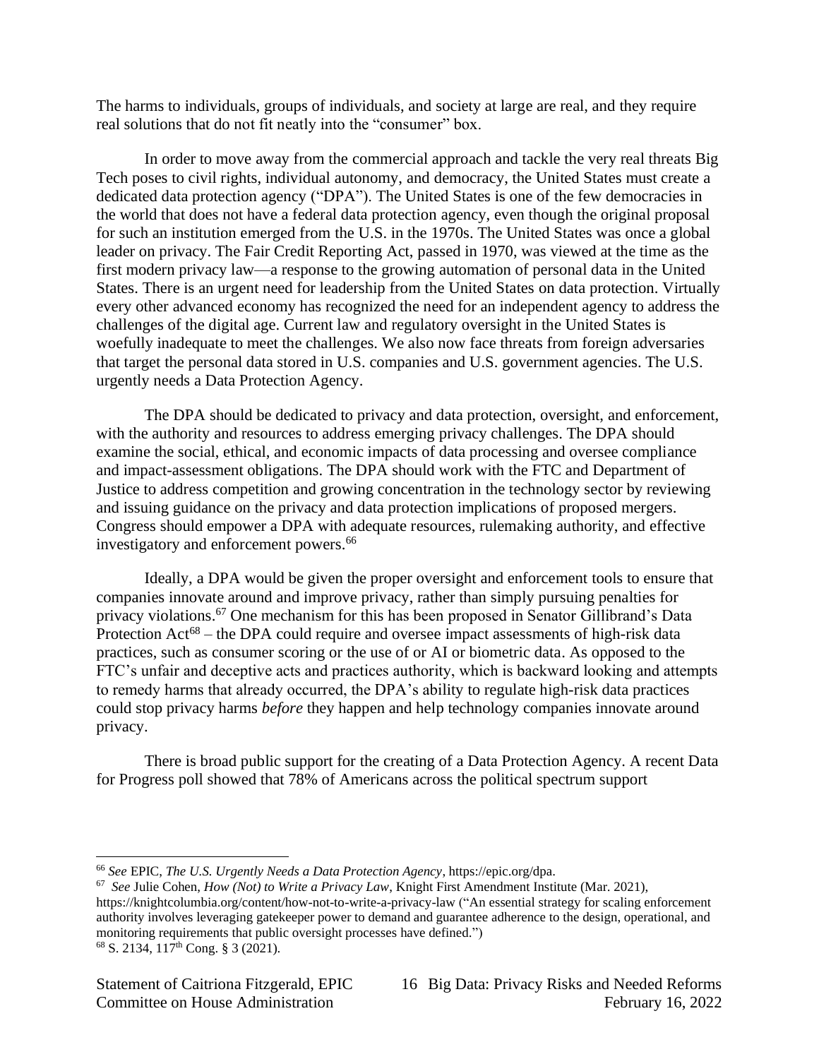The harms to individuals, groups of individuals, and society at large are real, and they require real solutions that do not fit neatly into the "consumer" box.

In order to move away from the commercial approach and tackle the very real threats Big Tech poses to civil rights, individual autonomy, and democracy, the United States must create a dedicated data protection agency ("DPA"). The United States is one of the few democracies in the world that does not have a federal data protection agency, even though the original proposal for such an institution emerged from the U.S. in the 1970s. The United States was once a global leader on privacy. The Fair Credit Reporting Act, passed in 1970, was viewed at the time as the first modern privacy law—a response to the growing automation of personal data in the United States. There is an urgent need for leadership from the United States on data protection. Virtually every other advanced economy has recognized the need for an independent agency to address the challenges of the digital age. Current law and regulatory oversight in the United States is woefully inadequate to meet the challenges. We also now face threats from foreign adversaries that target the personal data stored in U.S. companies and U.S. government agencies. The U.S. urgently needs a Data Protection Agency.

The DPA should be dedicated to privacy and data protection, oversight, and enforcement, with the authority and resources to address emerging privacy challenges. The DPA should examine the social, ethical, and economic impacts of data processing and oversee compliance and impact-assessment obligations. The DPA should work with the FTC and Department of Justice to address competition and growing concentration in the technology sector by reviewing and issuing guidance on the privacy and data protection implications of proposed mergers. Congress should empower a DPA with adequate resources, rulemaking authority, and effective investigatory and enforcement powers.[66]

Ideally, a DPA would be given the proper oversight and enforcement tools to ensure that companies innovate around and improve privacy, rather than simply pursuing penalties for privacy violations.[67] One mechanism for this has been proposed in Senator Gillibrand's Data Protection Act[68] – the DPA could require and oversee impact assessments of high-risk data practices, such as consumer scoring or the use of or AI or biometric data. As opposed to the FTC's unfair and deceptive acts and practices authority, which is backward looking and attempts to remedy harms that already occurred, the DPA's ability to regulate high-risk data practices could stop privacy harms *before* they happen and help technology companies innovate around privacy.

There is broad public support for the creating of a Data Protection Agency. A recent Data for Progress poll showed that 78% of Americans across the political spectrum support

---

[66] *See* EPIC, *The U.S. Urgently Needs a Data Protection Agency*, https://epic.org/dpa.

[67] *See* Julie Cohen, *How (Not) to Write a Privacy Law*, Knight First Amendment Institute (Mar. 2021), https://knightcolumbia.org/content/how-not-to-write-a-privacy-law ("An essential strategy for scaling enforcement authority involves leveraging gatekeeper power to demand and guarantee adherence to the design, operational, and monitoring requirements that public oversight processes have defined.")

[68] S. 2134, 117th Cong. § 3 (2021).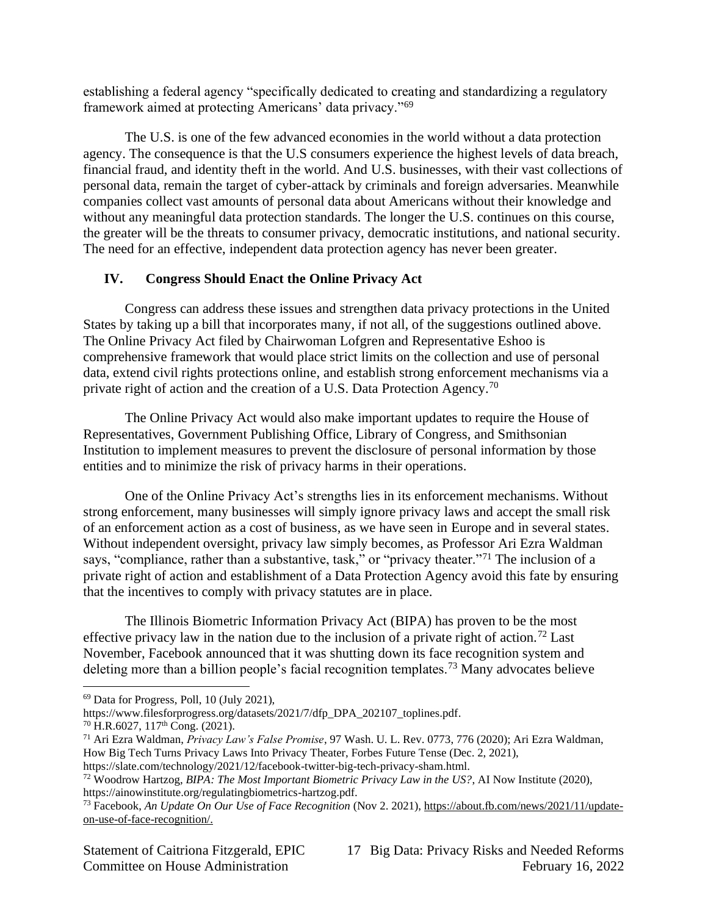establishing a federal agency "specifically dedicated to creating and standardizing a regulatory framework aimed at protecting Americans' data privacy."[69]

The U.S. is one of the few advanced economies in the world without a data protection agency. The consequence is that the U.S consumers experience the highest levels of data breach, financial fraud, and identity theft in the world. And U.S. businesses, with their vast collections of personal data, remain the target of cyber-attack by criminals and foreign adversaries. Meanwhile companies collect vast amounts of personal data about Americans without their knowledge and without any meaningful data protection standards. The longer the U.S. continues on this course, the greater will be the threats to consumer privacy, democratic institutions, and national security. The need for an effective, independent data protection agency has never been greater.

## IV. Congress Should Enact the Online Privacy Act

Congress can address these issues and strengthen data privacy protections in the United States by taking up a bill that incorporates many, if not all, of the suggestions outlined above. The Online Privacy Act filed by Chairwoman Lofgren and Representative Eshoo is comprehensive framework that would place strict limits on the collection and use of personal data, extend civil rights protections online, and establish strong enforcement mechanisms via a private right of action and the creation of a U.S. Data Protection Agency.[70]

The Online Privacy Act would also make important updates to require the House of Representatives, Government Publishing Office, Library of Congress, and Smithsonian Institution to implement measures to prevent the disclosure of personal information by those entities and to minimize the risk of privacy harms in their operations.

One of the Online Privacy Act's strengths lies in its enforcement mechanisms. Without strong enforcement, many businesses will simply ignore privacy laws and accept the small risk of an enforcement action as a cost of business, as we have seen in Europe and in several states. Without independent oversight, privacy law simply becomes, as Professor Ari Ezra Waldman says, "compliance, rather than a substantive, task," or "privacy theater."[71] The inclusion of a private right of action and establishment of a Data Protection Agency avoid this fate by ensuring that the incentives to comply with privacy statutes are in place.

The Illinois Biometric Information Privacy Act (BIPA) has proven to be the most effective privacy law in the nation due to the inclusion of a private right of action.[72] Last November, Facebook announced that it was shutting down its face recognition system and deleting more than a billion people's facial recognition templates.[73] Many advocates believe

---

[69] Data for Progress, Poll, 10 (July 2021), https://www.filesforprogress.org/datasets/2021/7/dfp_DPA_202107_toplines.pdf.

[70] H.R.6027, 117th Cong. (2021).

[71] Ari Ezra Waldman, *Privacy Law's False Promise*, 97 Wash. U. L. Rev. 0773, 776 (2020); Ari Ezra Waldman, How Big Tech Turns Privacy Laws Into Privacy Theater, Forbes Future Tense (Dec. 2, 2021), https://slate.com/technology/2021/12/facebook-twitter-big-tech-privacy-sham.html.

[72] Woodrow Hartzog, *BIPA: The Most Important Biometric Privacy Law in the US?*, AI Now Institute (2020), https://ainowinstitute.org/regulatingbiometrics-hartzog.pdf.

[73] Facebook, *An Update On Our Use of Face Recognition* (Nov 2. 2021), https://about.fb.com/news/2021/11/update-on-use-of-face-recognition/.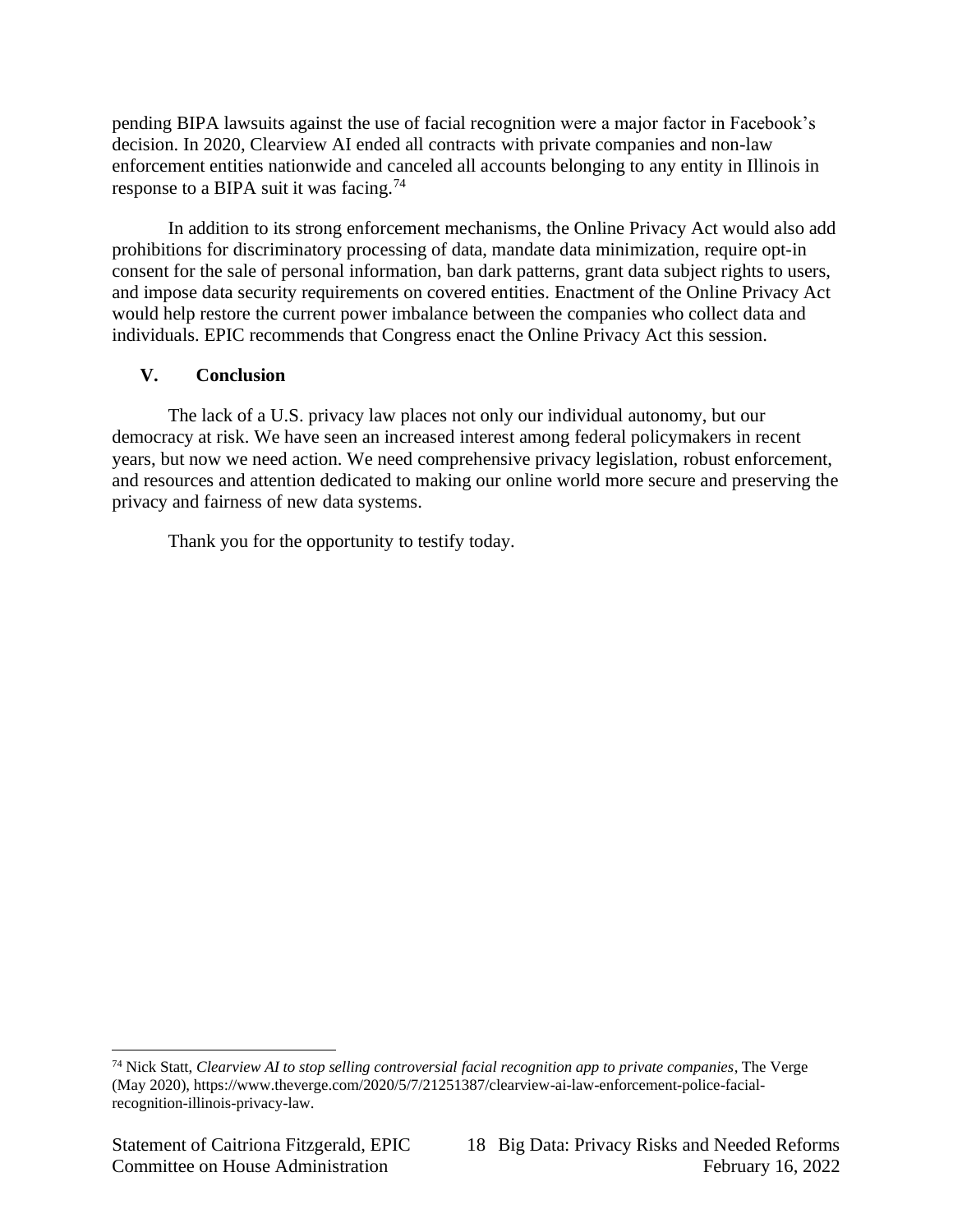pending BIPA lawsuits against the use of facial recognition were a major factor in Facebook's decision. In 2020, Clearview AI ended all contracts with private companies and non-law enforcement entities nationwide and canceled all accounts belonging to any entity in Illinois in response to a BIPA suit it was facing.[74]

In addition to its strong enforcement mechanisms, the Online Privacy Act would also add prohibitions for discriminatory processing of data, mandate data minimization, require opt-in consent for the sale of personal information, ban dark patterns, grant data subject rights to users, and impose data security requirements on covered entities. Enactment of the Online Privacy Act would help restore the current power imbalance between the companies who collect data and individuals. EPIC recommends that Congress enact the Online Privacy Act this session.

## V. Conclusion

The lack of a U.S. privacy law places not only our individual autonomy, but our democracy at risk. We have seen an increased interest among federal policymakers in recent years, but now we need action. We need comprehensive privacy legislation, robust enforcement, and resources and attention dedicated to making our online world more secure and preserving the privacy and fairness of new data systems.

Thank you for the opportunity to testify today.

---

[74] Nick Statt, *Clearview AI to stop selling controversial facial recognition app to private companies*, The Verge (May 2020), https://www.theverge.com/2020/5/7/21251387/clearview-ai-law-enforcement-police-facial-recognition-illinois-privacy-law.